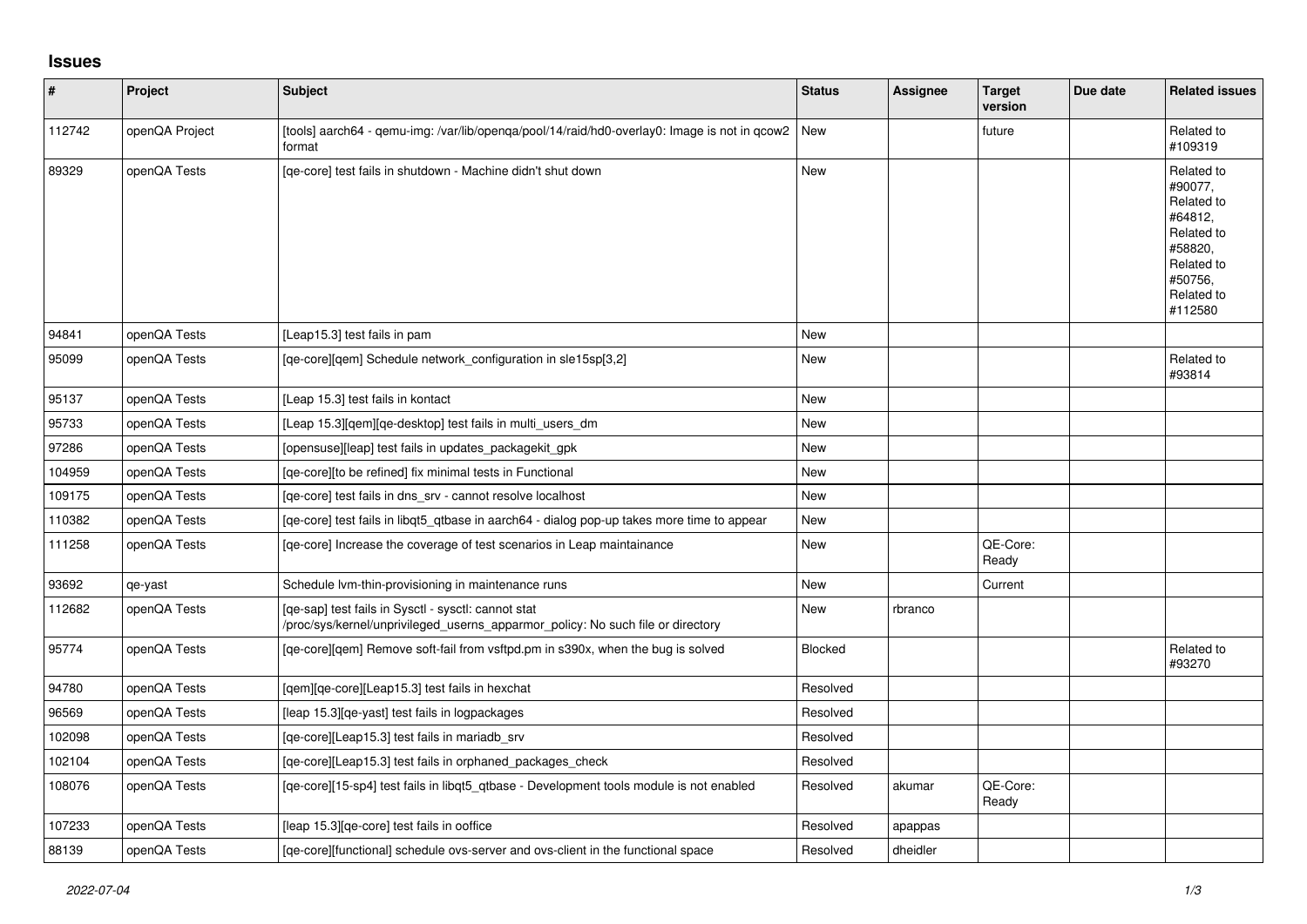# Issues

| # | Project | Subject | Status | Assignee | Target version | Due date | Related issues |
|---|---|---|---|---|---|---|---|
| 112742 | openQA Project | [tools] aarch64 - qemu-img: /var/lib/openqa/pool/14/raid/hd0-overlay0: Image is not in qcow2 format | New | | future | | Related to #109319 |
| 89329 | openQA Tests | [qe-core] test fails in shutdown - Machine didn't shut down | New | | | | Related to #90077, Related to #64812, Related to #58820, Related to #50756, Related to #112580 |
| 94841 | openQA Tests | [Leap15.3] test fails in pam | New | | | | |
| 95099 | openQA Tests | [qe-core][qem] Schedule network_configuration in sle15sp[3,2] | New | | | | Related to #93814 |
| 95137 | openQA Tests | [Leap 15.3] test fails in kontact | New | | | | |
| 95733 | openQA Tests | [Leap 15.3][qem][qe-desktop] test fails in multi_users_dm | New | | | | |
| 97286 | openQA Tests | [opensuse][leap] test fails in updates_packagekit_gpk | New | | | | |
| 104959 | openQA Tests | [qe-core][to be refined] fix minimal tests in Functional | New | | | | |
| 109175 | openQA Tests | [qe-core] test fails in dns_srv - cannot resolve localhost | New | | | | |
| 110382 | openQA Tests | [qe-core] test fails in libqt5_qtbase in aarch64 - dialog pop-up takes more time to appear | New | | | | |
| 111258 | openQA Tests | [qe-core] Increase the coverage of test scenarios in Leap maintainance | New | | QE-Core: Ready | | |
| 93692 | qe-yast | Schedule lvm-thin-provisioning in maintenance runs | New | | Current | | |
| 112682 | openQA Tests | [qe-sap] test fails in Sysctl - sysctl: cannot stat /proc/sys/kernel/unprivileged_userns_apparmor_policy: No such file or directory | New | rbranco | | | |
| 95774 | openQA Tests | [qe-core][qem] Remove soft-fail from vsftpd.pm in s390x, when the bug is solved | Blocked | | | | Related to #93270 |
| 94780 | openQA Tests | [qem][qe-core][Leap15.3] test fails in hexchat | Resolved | | | | |
| 96569 | openQA Tests | [leap 15.3][qe-yast] test fails in logpackages | Resolved | | | | |
| 102098 | openQA Tests | [qe-core][Leap15.3] test fails in mariadb_srv | Resolved | | | | |
| 102104 | openQA Tests | [qe-core][Leap15.3] test fails in orphaned_packages_check | Resolved | | | | |
| 108076 | openQA Tests | [qe-core][15-sp4] test fails in libqt5_qtbase - Development tools module is not enabled | Resolved | akumar | QE-Core: Ready | | |
| 107233 | openQA Tests | [leap 15.3][qe-core] test fails in ooffice | Resolved | apappas | | | |
| 88139 | openQA Tests | [qe-core][functional] schedule ovs-server and ovs-client in the functional space | Resolved | dheidler | | | |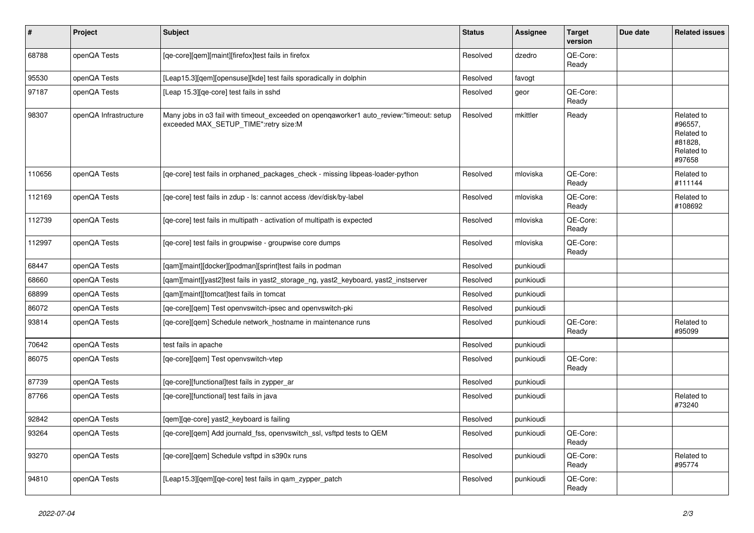| # | Project | Subject | Status | Assignee | Target version | Due date | Related issues |
|---|---|---|---|---|---|---|---|
| 68788 | openQA Tests | [qe-core][qem][maint][firefox]test fails in firefox | Resolved | dzedro | QE-Core: Ready | | |
| 95530 | openQA Tests | [Leap15.3][qem][opensuse][kde] test fails sporadically in dolphin | Resolved | favogt | | | |
| 97187 | openQA Tests | [Leap 15.3][qe-core] test fails in sshd | Resolved | geor | QE-Core: Ready | | |
| 98307 | openQA Infrastructure | Many jobs in o3 fail with timeout_exceeded on openqaworker1 auto_review:"timeout: setup exceeded MAX_SETUP_TIME":retry size:M | Resolved | mkittler | Ready | | Related to #96557, Related to #81828, Related to #97658 |
| 110656 | openQA Tests | [qe-core] test fails in orphaned_packages_check - missing libpeas-loader-python | Resolved | mloviska | QE-Core: Ready | | Related to #111144 |
| 112169 | openQA Tests | [qe-core] test fails in zdup - ls: cannot access /dev/disk/by-label | Resolved | mloviska | QE-Core: Ready | | Related to #108692 |
| 112739 | openQA Tests | [qe-core] test fails in multipath - activation of multipath is expected | Resolved | mloviska | QE-Core: Ready | | |
| 112997 | openQA Tests | [qe-core] test fails in groupwise - groupwise core dumps | Resolved | mloviska | QE-Core: Ready | | |
| 68447 | openQA Tests | [qam][maint][docker][podman][sprint]test fails in podman | Resolved | punkioudi | | | |
| 68660 | openQA Tests | [qam][maint][yast2]test fails in yast2_storage_ng, yast2_keyboard, yast2_instserver | Resolved | punkioudi | | | |
| 68899 | openQA Tests | [qam][maint][tomcat]test fails in tomcat | Resolved | punkioudi | | | |
| 86072 | openQA Tests | [qe-core][qem] Test openvswitch-ipsec and openvswitch-pki | Resolved | punkioudi | | | |
| 93814 | openQA Tests | [qe-core][qem] Schedule network_hostname in maintenance runs | Resolved | punkioudi | QE-Core: Ready | | Related to #95099 |
| 70642 | openQA Tests | test fails in apache | Resolved | punkioudi | | | |
| 86075 | openQA Tests | [qe-core][qem] Test openvswitch-vtep | Resolved | punkioudi | QE-Core: Ready | | |
| 87739 | openQA Tests | [qe-core][functional]test fails in zypper_ar | Resolved | punkioudi | | | |
| 87766 | openQA Tests | [qe-core][functional] test fails in java | Resolved | punkioudi | | | Related to #73240 |
| 92842 | openQA Tests | [qem][qe-core] yast2_keyboard is failing | Resolved | punkioudi | | | |
| 93264 | openQA Tests | [qe-core][qem] Add journald_fss, openvswitch_ssl, vsftpd tests to QEM | Resolved | punkioudi | QE-Core: Ready | | |
| 93270 | openQA Tests | [qe-core][qem] Schedule vsftpd in s390x runs | Resolved | punkioudi | QE-Core: Ready | | Related to #95774 |
| 94810 | openQA Tests | [Leap15.3][qem][qe-core] test fails in qam_zypper_patch | Resolved | punkioudi | QE-Core: Ready | | |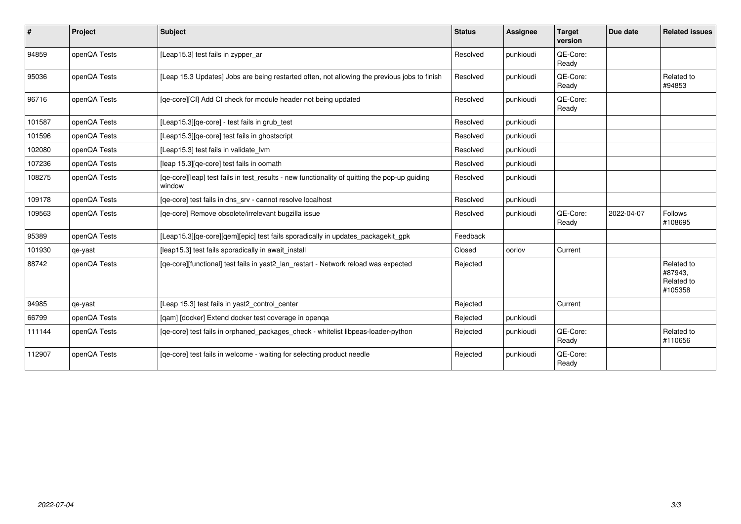| # | Project | Subject | Status | Assignee | Target version | Due date | Related issues |
|---|---|---|---|---|---|---|---|
| 94859 | openQA Tests | [Leap15.3] test fails in zypper_ar | Resolved | punkioudi | QE-Core: Ready | | |
| 95036 | openQA Tests | [Leap 15.3 Updates] Jobs are being restarted often, not allowing the previous jobs to finish | Resolved | punkioudi | QE-Core: Ready | | Related to #94853 |
| 96716 | openQA Tests | [qe-core][CI] Add CI check for module header not being updated | Resolved | punkioudi | QE-Core: Ready | | |
| 101587 | openQA Tests | [Leap15.3][qe-core] - test fails in grub_test | Resolved | punkioudi | | | |
| 101596 | openQA Tests | [Leap15.3][qe-core] test fails in ghostscript | Resolved | punkioudi | | | |
| 102080 | openQA Tests | [Leap15.3] test fails in validate_lvm | Resolved | punkioudi | | | |
| 107236 | openQA Tests | [leap 15.3][qe-core] test fails in oomath | Resolved | punkioudi | | | |
| 108275 | openQA Tests | [qe-core][leap] test fails in test_results - new functionality of quitting the pop-up guiding window | Resolved | punkioudi | | | |
| 109178 | openQA Tests | [qe-core] test fails in dns_srv - cannot resolve localhost | Resolved | punkioudi | | | |
| 109563 | openQA Tests | [qe-core] Remove obsolete/irrelevant bugzilla issue | Resolved | punkioudi | QE-Core: Ready | 2022-04-07 | Follows #108695 |
| 95389 | openQA Tests | [Leap15.3][qe-core][qem][epic] test fails sporadically in updates_packagekit_gpk | Feedback | | | | |
| 101930 | qe-yast | [leap15.3] test fails sporadically in await_install | Closed | oorlov | Current | | |
| 88742 | openQA Tests | [qe-core][functional] test fails in yast2_lan_restart - Network reload was expected | Rejected | | | | Related to #87943, Related to #105358 |
| 94985 | qe-yast | [Leap 15.3] test fails in yast2_control_center | Rejected | | Current | | |
| 66799 | openQA Tests | [qam] [docker] Extend docker test coverage in openqa | Rejected | punkioudi | | | |
| 111144 | openQA Tests | [qe-core] test fails in orphaned_packages_check - whitelist libpeas-loader-python | Rejected | punkioudi | QE-Core: Ready | | Related to #110656 |
| 112907 | openQA Tests | [qe-core] test fails in welcome - waiting for selecting product needle | Rejected | punkioudi | QE-Core: Ready | | |